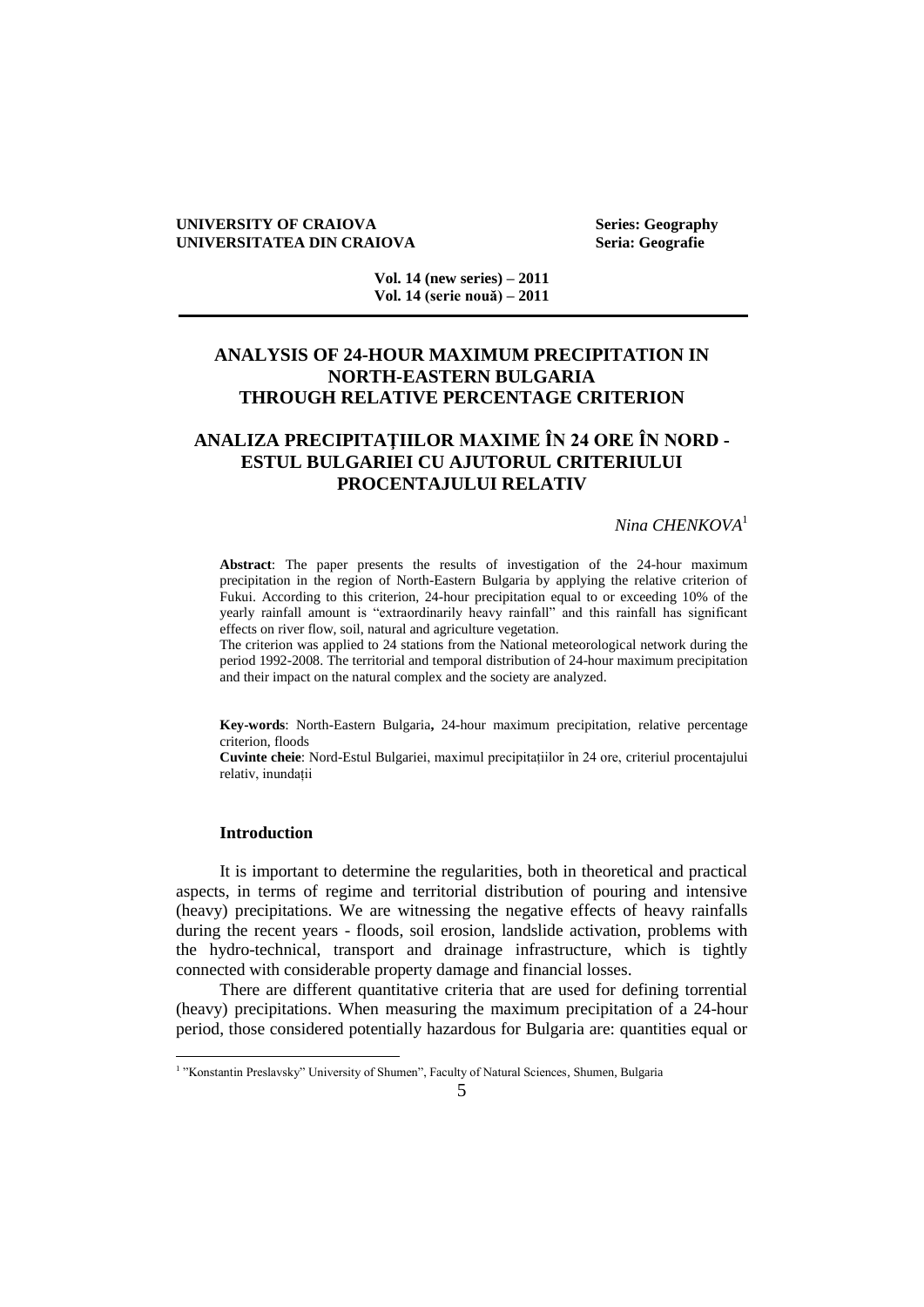**UNIVERSITY OF CRAIOVA** **Series: Geography**
**UNIVERSITATEA DIN CRAIOVA** **Seria: Geografie**

**Vol. 14 (new series) – 2011**
**Vol. 14 (serie nouă) – 2011**

# ANALYSIS OF 24-HOUR MAXIMUM PRECIPITATION IN NORTH-EASTERN BULGARIA THROUGH RELATIVE PERCENTAGE CRITERION

# ANALIZA PRECIPITAŢIILOR MAXIME ÎN 24 ORE ÎN NORD - ESTUL BULGARIEI CU AJUTORUL CRITERIULUI PROCENTAJULUI RELATIV

*Nina CHENKOVA*[1]

**Abstract**: The paper presents the results of investigation of the 24-hour maximum precipitation in the region of North-Eastern Bulgaria by applying the relative criterion of Fukui. According to this criterion, 24-hour precipitation equal to or exceeding 10% of the yearly rainfall amount is "extraordinarily heavy rainfall" and this rainfall has significant effects on river flow, soil, natural and agriculture vegetation.
The criterion was applied to 24 stations from the National meteorological network during the period 1992-2008. The territorial and temporal distribution of 24-hour maximum precipitation and their impact on the natural complex and the society are analyzed.

**Key-words**: North-Eastern Bulgaria**,** 24-hour maximum precipitation, relative percentage criterion, floods
**Cuvinte cheie**: Nord-Estul Bulgariei, maximul precipitațiilor în 24 ore, criteriul procentajului relativ, inundații

## Introduction

It is important to determine the regularities, both in theoretical and practical aspects, in terms of regime and territorial distribution of pouring and intensive (heavy) precipitations. We are witnessing the negative effects of heavy rainfalls during the recent years - floods, soil erosion, landslide activation, problems with the hydro-technical, transport and drainage infrastructure, which is tightly connected with considerable property damage and financial losses.

There are different quantitative criteria that are used for defining torrential (heavy) precipitations. When measuring the maximum precipitation of a 24-hour period, those considered potentially hazardous for Bulgaria are: quantities equal or

[1] "Konstantin Preslavsky" University of Shumen", Faculty of Natural Sciences, Shumen, Bulgaria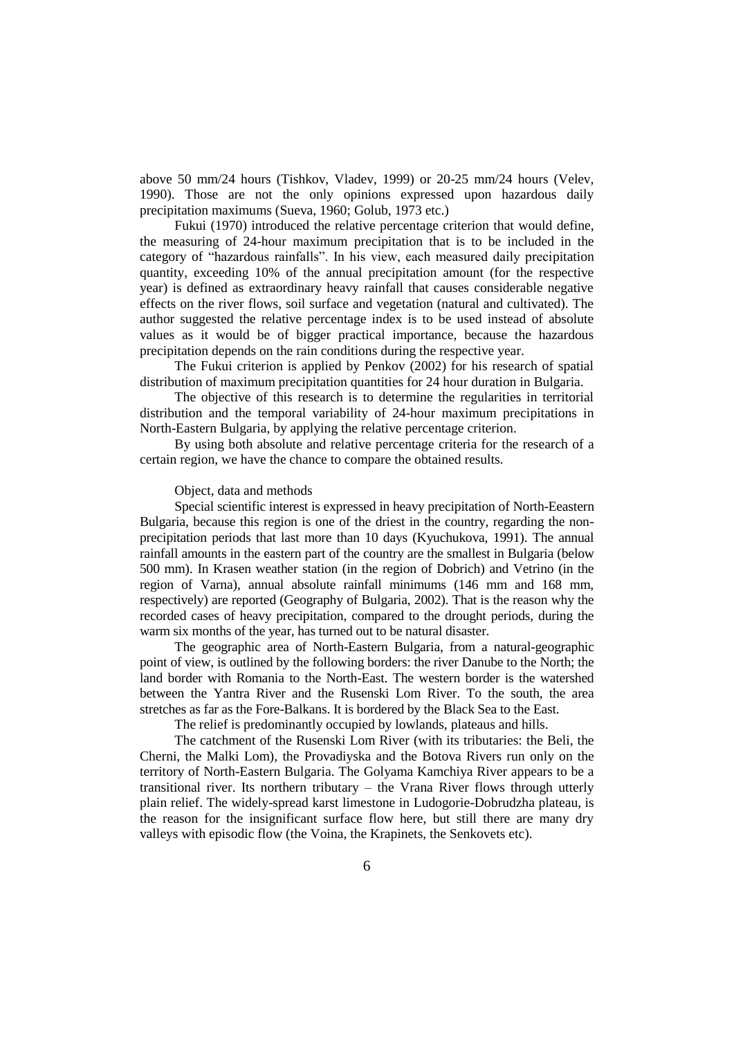above 50 mm/24 hours (Tishkov, Vladev, 1999) or 20-25 mm/24 hours (Velev, 1990). Those are not the only opinions expressed upon hazardous daily precipitation maximums (Sueva, 1960; Golub, 1973 etc.)

Fukui (1970) introduced the relative percentage criterion that would define, the measuring of 24-hour maximum precipitation that is to be included in the category of "hazardous rainfalls". In his view, each measured daily precipitation quantity, exceeding 10% of the annual precipitation amount (for the respective year) is defined as extraordinary heavy rainfall that causes considerable negative effects on the river flows, soil surface and vegetation (natural and cultivated). The author suggested the relative percentage index is to be used instead of absolute values as it would be of bigger practical importance, because the hazardous precipitation depends on the rain conditions during the respective year.

The Fukui criterion is applied by Penkov (2002) for his research of spatial distribution of maximum precipitation quantities for 24 hour duration in Bulgaria.

The objective of this research is to determine the regularities in territorial distribution and the temporal variability of 24-hour maximum precipitations in North-Eastern Bulgaria, by applying the relative percentage criterion.

By using both absolute and relative percentage criteria for the research of a certain region, we have the chance to compare the obtained results.

## Object, data and methods

Special scientific interest is expressed in heavy precipitation of North-Eeastern Bulgaria, because this region is one of the driest in the country, regarding the non-precipitation periods that last more than 10 days (Kyuchukova, 1991). The annual rainfall amounts in the eastern part of the country are the smallest in Bulgaria (below 500 mm). In Krasen weather station (in the region of Dobrich) and Vetrino (in the region of Varna), annual absolute rainfall minimums (146 mm and 168 mm, respectively) are reported (Geography of Bulgaria, 2002). That is the reason why the recorded cases of heavy precipitation, compared to the drought periods, during the warm six months of the year, has turned out to be natural disaster.

The geographic area of North-Eastern Bulgaria, from a natural-geographic point of view, is outlined by the following borders: the river Danube to the North; the land border with Romania to the North-East. The western border is the watershed between the Yantra River and the Rusenski Lom River. To the south, the area stretches as far as the Fore-Balkans. It is bordered by the Black Sea to the East.

The relief is predominantly occupied by lowlands, plateaus and hills.

The catchment of the Rusenski Lom River (with its tributaries: the Beli, the Cherni, the Malki Lom), the Provadiyska and the Botova Rivers run only on the territory of North-Eastern Bulgaria. The Golyama Kamchiya River appears to be a transitional river. Its northern tributary – the Vrana River flows through utterly plain relief. The widely-spread karst limestone in Ludogorie-Dobrudzha plateau, is the reason for the insignificant surface flow here, but still there are many dry valleys with episodic flow (the Voina, the Krapinets, the Senkovets etc).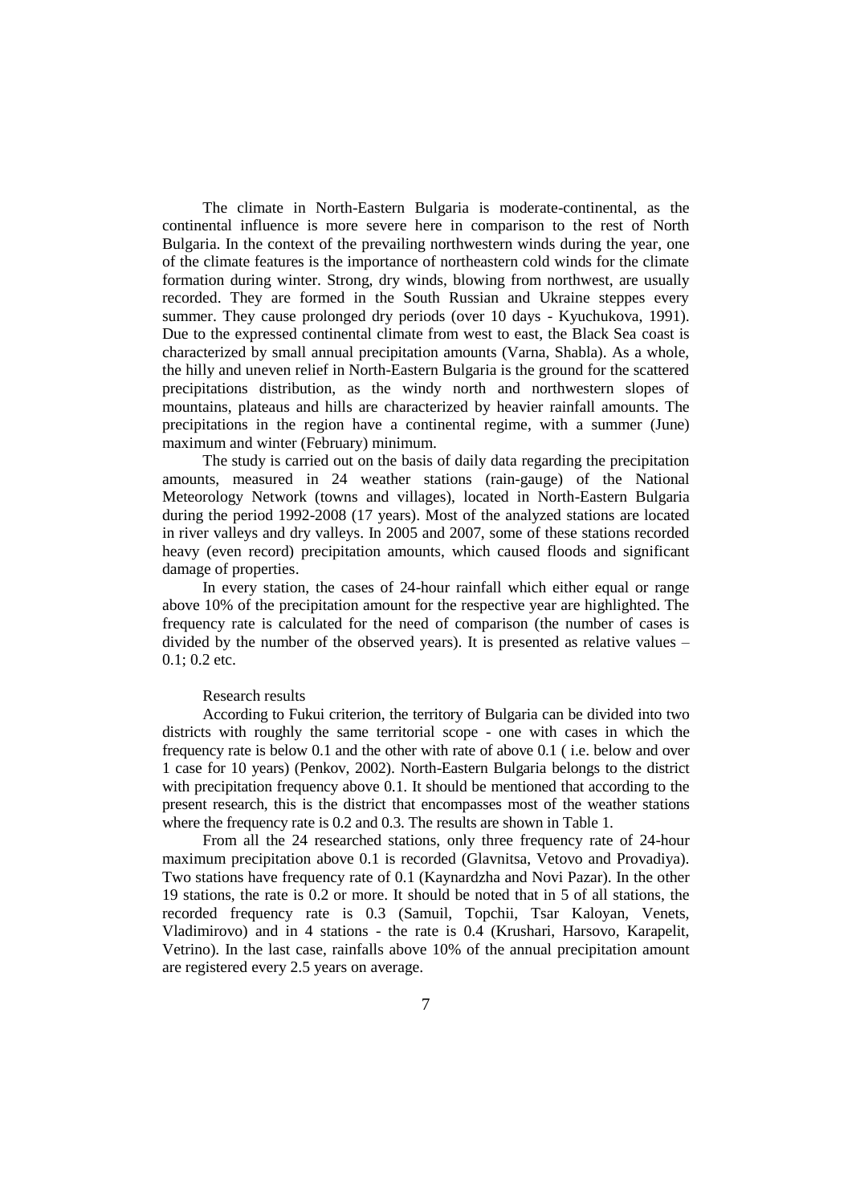The climate in North-Eastern Bulgaria is moderate-continental, as the continental influence is more severe here in comparison to the rest of North Bulgaria. In the context of the prevailing northwestern winds during the year, one of the climate features is the importance of northeastern cold winds for the climate formation during winter. Strong, dry winds, blowing from northwest, are usually recorded. They are formed in the South Russian and Ukraine steppes every summer. They cause prolonged dry periods (over 10 days - Kyuchukova, 1991). Due to the expressed continental climate from west to east, the Black Sea coast is characterized by small annual precipitation amounts (Varna, Shabla). As a whole, the hilly and uneven relief in North-Eastern Bulgaria is the ground for the scattered precipitations distribution, as the windy north and northwestern slopes of mountains, plateaus and hills are characterized by heavier rainfall amounts. The precipitations in the region have a continental regime, with a summer (June) maximum and winter (February) minimum.

The study is carried out on the basis of daily data regarding the precipitation amounts, measured in 24 weather stations (rain-gauge) of the National Meteorology Network (towns and villages), located in North-Eastern Bulgaria during the period 1992-2008 (17 years). Most of the analyzed stations are located in river valleys and dry valleys. In 2005 and 2007, some of these stations recorded heavy (even record) precipitation amounts, which caused floods and significant damage of properties.

In every station, the cases of 24-hour rainfall which either equal or range above 10% of the precipitation amount for the respective year are highlighted. The frequency rate is calculated for the need of comparison (the number of cases is divided by the number of the observed years). It is presented as relative values – 0.1; 0.2 etc.

## Research results

According to Fukui criterion, the territory of Bulgaria can be divided into two districts with roughly the same territorial scope - one with cases in which the frequency rate is below 0.1 and the other with rate of above 0.1 ( i.e. below and over 1 case for 10 years) (Penkov, 2002). North-Eastern Bulgaria belongs to the district with precipitation frequency above 0.1. It should be mentioned that according to the present research, this is the district that encompasses most of the weather stations where the frequency rate is 0.2 and 0.3. The results are shown in Table 1.

From all the 24 researched stations, only three frequency rate of 24-hour maximum precipitation above 0.1 is recorded (Glavnitsa, Vetovo and Provadiya). Two stations have frequency rate of 0.1 (Kaynardzha and Novi Pazar). In the other 19 stations, the rate is 0.2 or more. It should be noted that in 5 of all stations, the recorded frequency rate is 0.3 (Samuil, Topchii, Tsar Kaloyan, Venets, Vladimirovo) and in 4 stations - the rate is 0.4 (Krushari, Harsovo, Karapelit, Vetrino). In the last case, rainfalls above 10% of the annual precipitation amount are registered every 2.5 years on average.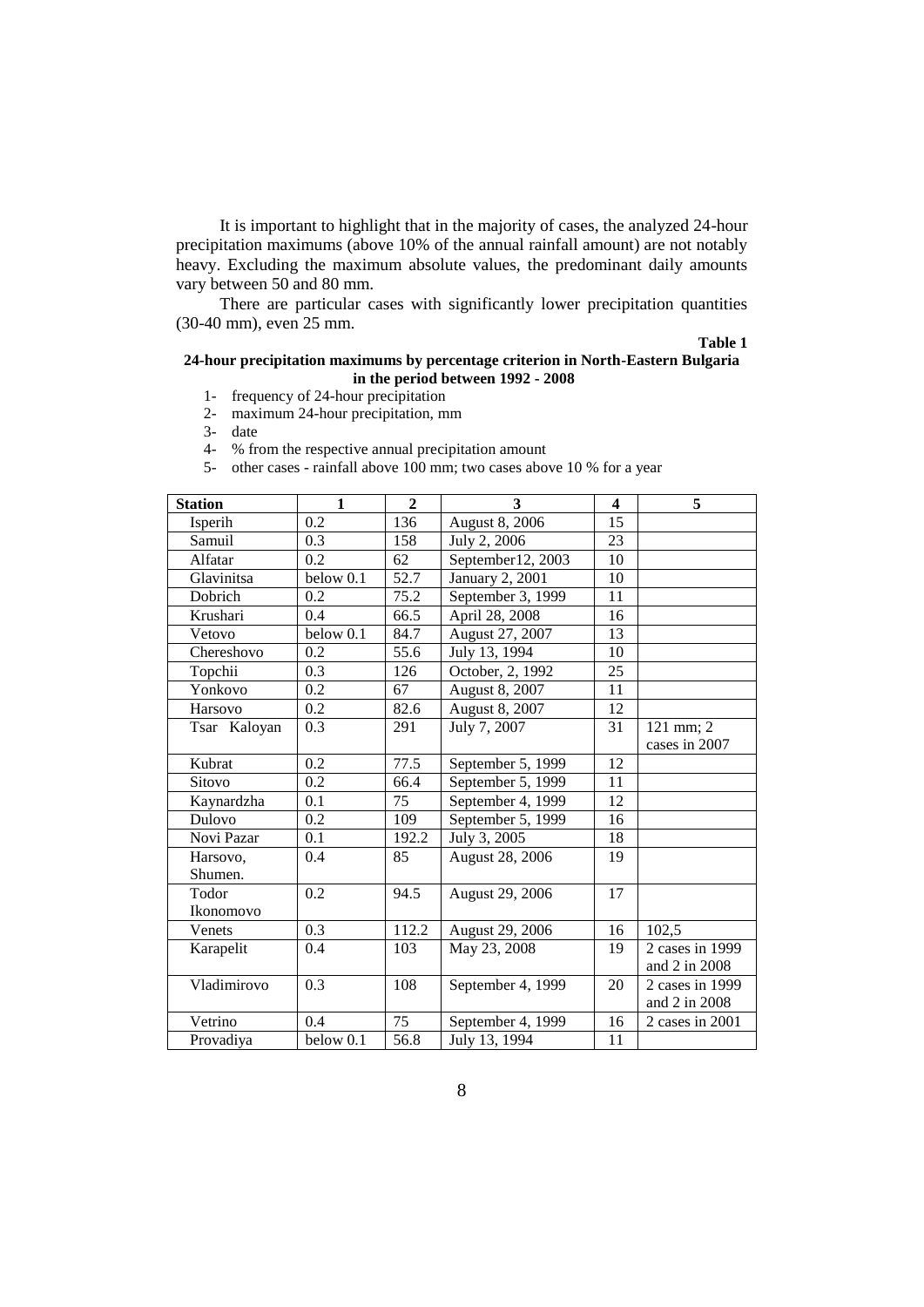It is important to highlight that in the majority of cases, the analyzed 24-hour precipitation maximums (above 10% of the annual rainfall amount) are not notably heavy. Excluding the maximum absolute values, the predominant daily amounts vary between 50 and 80 mm.

There are particular cases with significantly lower precipitation quantities (30-40 mm), even 25 mm.

**Table 1**

**24-hour precipitation maximums by percentage criterion in North-Eastern Bulgaria in the period between 1992 - 2008**

1- frequency of 24-hour precipitation
2- maximum 24-hour precipitation, mm
3- date
4- % from the respective annual precipitation amount
5- other cases - rainfall above 100 mm; two cases above 10 % for a year

| Station | 1 | 2 | 3 | 4 | 5 |
|---|---|---|---|---|---|
| Isperih | 0.2 | 136 | August 8, 2006 | 15 | |
| Samuil | 0.3 | 158 | July 2, 2006 | 23 | |
| Alfatar | 0.2 | 62 | September12, 2003 | 10 | |
| Glavinitsa | below 0.1 | 52.7 | January 2, 2001 | 10 | |
| Dobrich | 0.2 | 75.2 | September 3, 1999 | 11 | |
| Krushari | 0.4 | 66.5 | April 28, 2008 | 16 | |
| Vetovo | below 0.1 | 84.7 | August 27, 2007 | 13 | |
| Chereshovo | 0.2 | 55.6 | July 13, 1994 | 10 | |
| Topchii | 0.3 | 126 | October, 2, 1992 | 25 | |
| Yonkovo | 0.2 | 67 | August 8, 2007 | 11 | |
| Harsovo | 0.2 | 82.6 | August 8, 2007 | 12 | |
| Tsar Kaloyan | 0.3 | 291 | July 7, 2007 | 31 | 121 mm; 2 cases in 2007 |
| Kubrat | 0.2 | 77.5 | September 5, 1999 | 12 | |
| Sitovo | 0.2 | 66.4 | September 5, 1999 | 11 | |
| Kaynardzha | 0.1 | 75 | September 4, 1999 | 12 | |
| Dulovo | 0.2 | 109 | September 5, 1999 | 16 | |
| Novi Pazar | 0.1 | 192.2 | July 3, 2005 | 18 | |
| Harsovo, Shumen. | 0.4 | 85 | August 28, 2006 | 19 | |
| Todor Ikonomovo | 0.2 | 94.5 | August 29, 2006 | 17 | |
| Venets | 0.3 | 112.2 | August 29, 2006 | 16 | 102,5 |
| Karapelit | 0.4 | 103 | May 23, 2008 | 19 | 2 cases in 1999 and 2 in 2008 |
| Vladimirovo | 0.3 | 108 | September 4, 1999 | 20 | 2 cases in 1999 and 2 in 2008 |
| Vetrino | 0.4 | 75 | September 4, 1999 | 16 | 2 cases in 2001 |
| Provadiya | below 0.1 | 56.8 | July 13, 1994 | 11 | |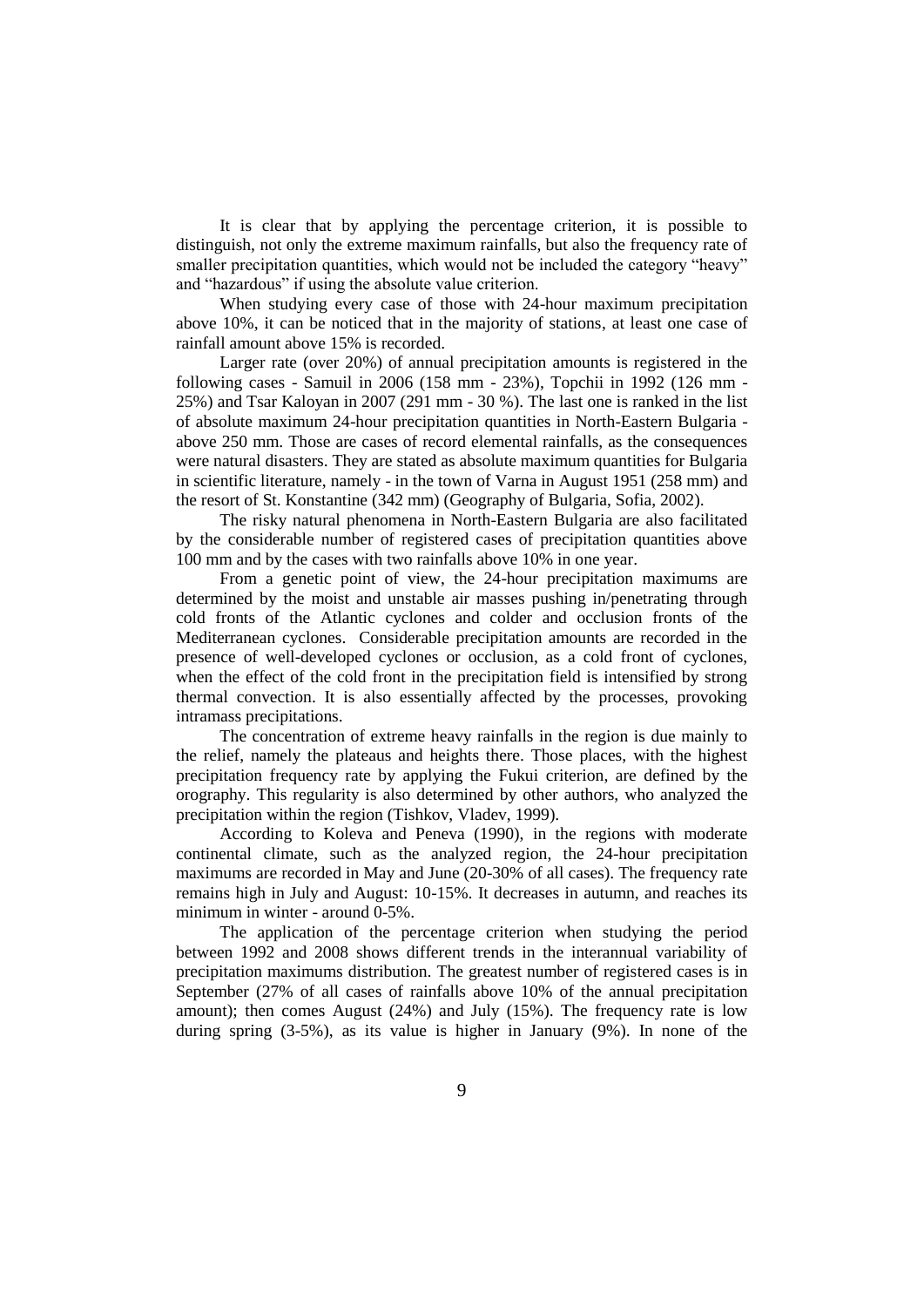It is clear that by applying the percentage criterion, it is possible to distinguish, not only the extreme maximum rainfalls, but also the frequency rate of smaller precipitation quantities, which would not be included the category "heavy" and "hazardous" if using the absolute value criterion.

When studying every case of those with 24-hour maximum precipitation above 10%, it can be noticed that in the majority of stations, at least one case of rainfall amount above 15% is recorded.

Larger rate (over 20%) of annual precipitation amounts is registered in the following cases - Samuil in 2006 (158 mm - 23%), Topchii in 1992 (126 mm - 25%) and Tsar Kaloyan in 2007 (291 mm - 30 %). The last one is ranked in the list of absolute maximum 24-hour precipitation quantities in North-Eastern Bulgaria - above 250 mm. Those are cases of record elemental rainfalls, as the consequences were natural disasters. They are stated as absolute maximum quantities for Bulgaria in scientific literature, namely - in the town of Varna in August 1951 (258 mm) and the resort of St. Konstantine (342 mm) (Geography of Bulgaria, Sofia, 2002).

The risky natural phenomena in North-Eastern Bulgaria are also facilitated by the considerable number of registered cases of precipitation quantities above 100 mm and by the cases with two rainfalls above 10% in one year.

From a genetic point of view, the 24-hour precipitation maximums are determined by the moist and unstable air masses pushing in/penetrating through cold fronts of the Atlantic cyclones and colder and occlusion fronts of the Mediterranean cyclones. Considerable precipitation amounts are recorded in the presence of well-developed cyclones or occlusion, as a cold front of cyclones, when the effect of the cold front in the precipitation field is intensified by strong thermal convection. It is also essentially affected by the processes, provoking intramass precipitations.

The concentration of extreme heavy rainfalls in the region is due mainly to the relief, namely the plateaus and heights there. Those places, with the highest precipitation frequency rate by applying the Fukui criterion, are defined by the orography. This regularity is also determined by other authors, who analyzed the precipitation within the region (Tishkov, Vladev, 1999).

According to Koleva and Peneva (1990), in the regions with moderate continental climate, such as the analyzed region, the 24-hour precipitation maximums are recorded in May and June (20-30% of all cases). The frequency rate remains high in July and August: 10-15%. It decreases in autumn, and reaches its minimum in winter - around 0-5%.

The application of the percentage criterion when studying the period between 1992 and 2008 shows different trends in the interannual variability of precipitation maximums distribution. The greatest number of registered cases is in September (27% of all cases of rainfalls above 10% of the annual precipitation amount); then comes August (24%) and July (15%). The frequency rate is low during spring (3-5%), as its value is higher in January (9%). In none of the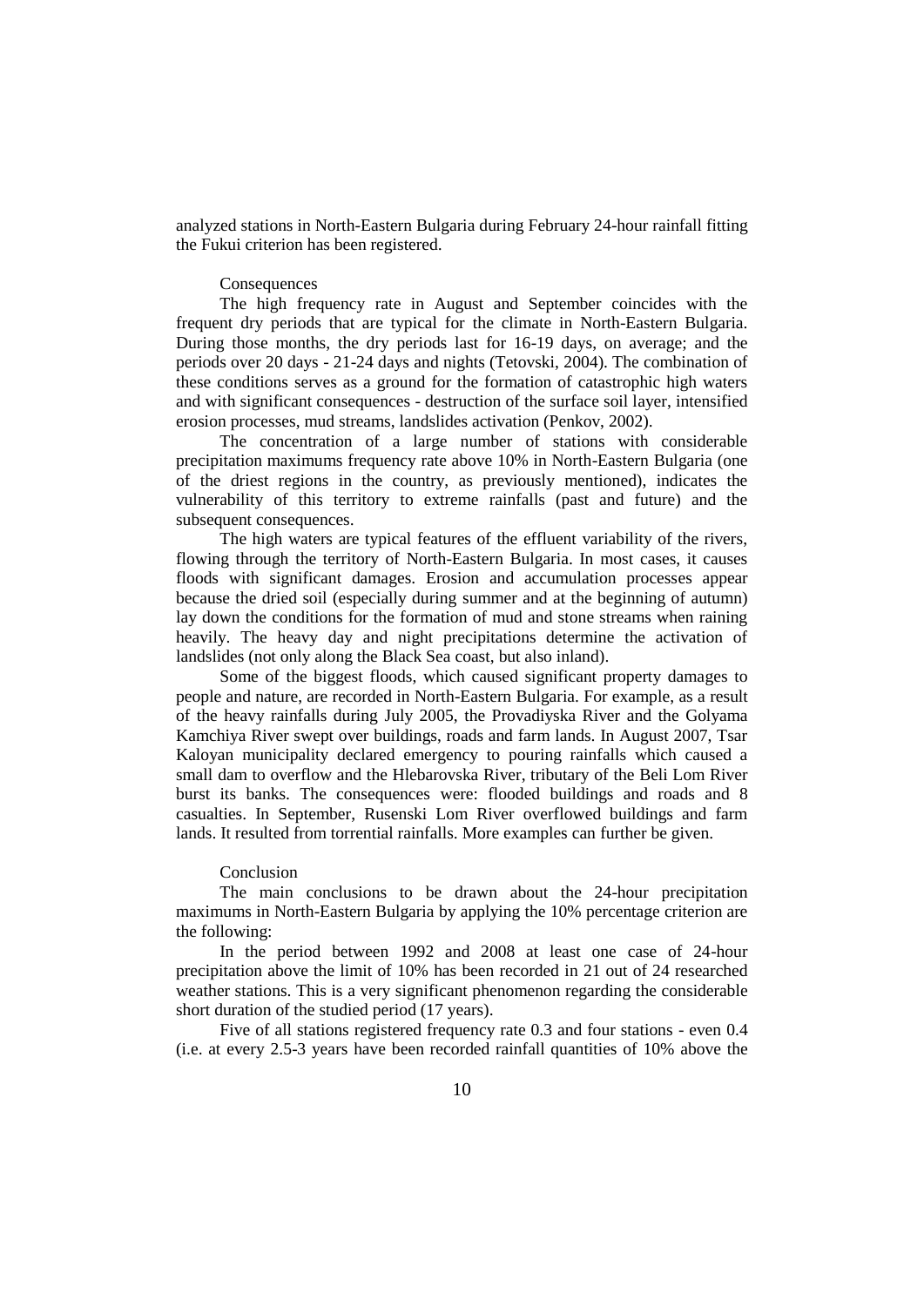analyzed stations in North-Eastern Bulgaria during February 24-hour rainfall fitting the Fukui criterion has been registered.

## Consequences

The high frequency rate in August and September coincides with the frequent dry periods that are typical for the climate in North-Eastern Bulgaria. During those months, the dry periods last for 16-19 days, on average; and the periods over 20 days - 21-24 days and nights (Tetovski, 2004). The combination of these conditions serves as a ground for the formation of catastrophic high waters and with significant consequences - destruction of the surface soil layer, intensified erosion processes, mud streams, landslides activation (Penkov, 2002).

The concentration of a large number of stations with considerable precipitation maximums frequency rate above 10% in North-Eastern Bulgaria (one of the driest regions in the country, as previously mentioned), indicates the vulnerability of this territory to extreme rainfalls (past and future) and the subsequent consequences.

The high waters are typical features of the effluent variability of the rivers, flowing through the territory of North-Eastern Bulgaria. In most cases, it causes floods with significant damages. Erosion and accumulation processes appear because the dried soil (especially during summer and at the beginning of autumn) lay down the conditions for the formation of mud and stone streams when raining heavily. The heavy day and night precipitations determine the activation of landslides (not only along the Black Sea coast, but also inland).

Some of the biggest floods, which caused significant property damages to people and nature, are recorded in North-Eastern Bulgaria. For example, as a result of the heavy rainfalls during July 2005, the Provadiyska River and the Golyama Kamchiya River swept over buildings, roads and farm lands. In August 2007, Tsar Kaloyan municipality declared emergency to pouring rainfalls which caused a small dam to overflow and the Hlebarovska River, tributary of the Beli Lom River burst its banks. The consequences were: flooded buildings and roads and 8 casualties. In September, Rusenski Lom River overflowed buildings and farm lands. It resulted from torrential rainfalls. More examples can further be given.

## Conclusion

The main conclusions to be drawn about the 24-hour precipitation maximums in North-Eastern Bulgaria by applying the 10% percentage criterion are the following:

In the period between 1992 and 2008 at least one case of 24-hour precipitation above the limit of 10% has been recorded in 21 out of 24 researched weather stations. This is a very significant phenomenon regarding the considerable short duration of the studied period (17 years).

Five of all stations registered frequency rate 0.3 and four stations - even 0.4 (i.e. at every 2.5-3 years have been recorded rainfall quantities of 10% above the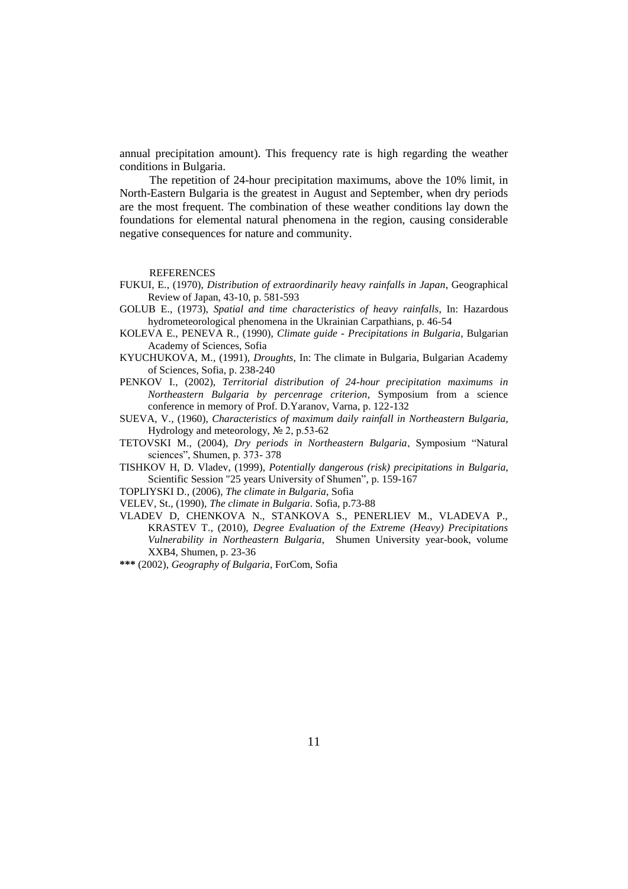annual precipitation amount). This frequency rate is high regarding the weather conditions in Bulgaria.

The repetition of 24-hour precipitation maximums, above the 10% limit, in North-Eastern Bulgaria is the greatest in August and September, when dry periods are the most frequent. The combination of these weather conditions lay down the foundations for elemental natural phenomena in the region, causing considerable negative consequences for nature and community.

REFERENCES

FUKUI, E., (1970), *Distribution of extraordinarily heavy rainfalls in Japan*, Geographical Review of Japan, 43-10, p. 581-593

GOLUB E., (1973), *Spatial and time characteristics of heavy rainfalls*, In: Hazardous hydrometeorological phenomena in the Ukrainian Carpathians, p. 46-54

KOLEVA E., PENEVA R., (1990), *Climate guide - Precipitations in Bulgaria*, Bulgarian Academy of Sciences, Sofia

KYUCHUKOVA, M., (1991), *Droughts*, In: The climate in Bulgaria, Bulgarian Academy of Sciences, Sofia, p. 238-240

PENKOV I., (2002), *Territorial distribution of 24-hour precipitation maximums in Northeastern Bulgaria by percenrage criterion*, Symposium from a science conference in memory of Prof. D.Yaranov, Varna, p. 122-132

SUEVA, V., (1960), *Characteristics of maximum daily rainfall in Northeastern Bulgaria*, Hydrology and meteorology, № 2, p.53-62

TETOVSKI M., (2004), *Dry periods in Northeastern Bulgaria*, Symposium "Natural sciences", Shumen, p. 373- 378

TISHKOV H, D. Vladev, (1999), *Potentially dangerous (risk) precipitations in Bulgaria*, Scientific Session "25 years University of Shumen", p. 159-167

TOPLIYSKI D., (2006), *The climate in Bulgaria*, Sofia

VELEV, St., (1990), *The climate in Bulgaria*. Sofia, p.73-88

VLADEV D, CHENKOVA N., STANKOVA S., PENERLIEV M., VLADEVA P., KRASTEV T., (2010), *Degree Evaluation of the Extreme (Heavy) Precipitations Vulnerability in Northeastern Bulgaria*, Shumen University year-book, volume XXB4, Shumen, p. 23-36

**\*\*\*** (2002), *Geography of Bulgaria*, ForCom, Sofia